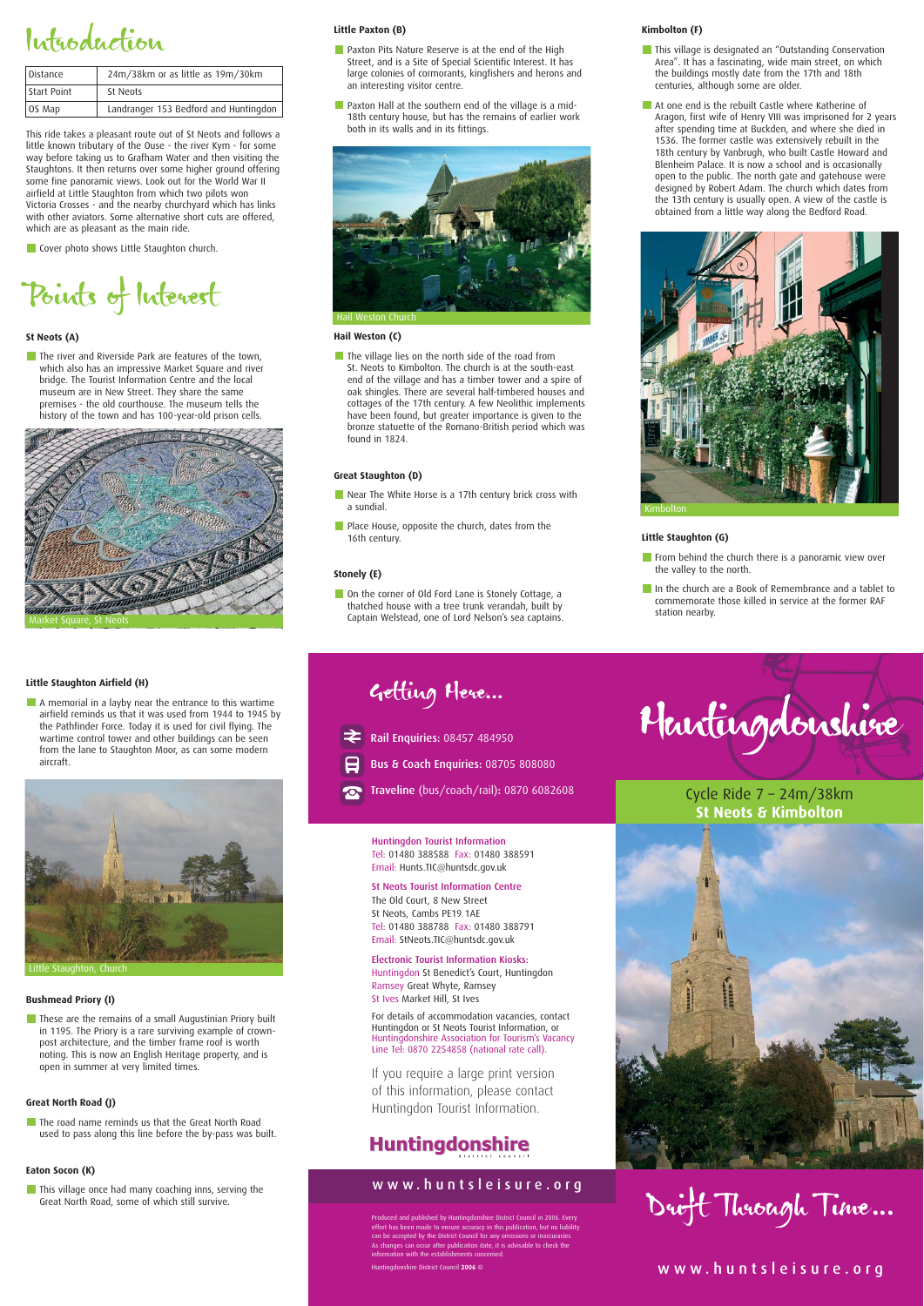# Introduction

| Distance | 24m/38km or as little as 19m/30km |
| --- | --- |
| Start Point | St Neots |
| OS Map | Landranger 153 Bedford and Huntingdon |

This ride takes a pleasant route out of St Neots and follows a little known tributary of the Ouse - the river Kym - for some way before taking us to Grafham Water and then visiting the Staughtons. It then returns over some higher ground offering some fine panoramic views. Look out for the World War II airfield at Little Staughton from which two pilots won Victoria Crosses - and the nearby churchyard which has links with other aviators. Some alternative short cuts are offered, which are as pleasant as the main ride.

- Cover photo shows Little Staughton church.

# Points of Interest

### St Neots (A)

- The river and Riverside Park are features of the town, which also has an impressive Market Square and river bridge. The Tourist Information Centre and the local museum are in New Street. They share the same premises - the old courthouse. The museum tells the history of the town and has 100-year-old prison cells.

Market Square, St Neots

### Little Paxton (B)

- Paxton Pits Nature Reserve is at the end of the High Street, and is a Site of Special Scientific Interest. It has large colonies of cormorants, kingfishers and herons and an interesting visitor centre.
- Paxton Hall at the southern end of the village is a mid-18th century house, but has the remains of earlier work both in its walls and in its fittings.

Hail Weston Church

### Hail Weston (C)

- The village lies on the north side of the road from St. Neots to Kimbolton. The church is at the south-east end of the village and has a timber tower and a spire of oak shingles. There are several half-timbered houses and cottages of the 17th century. A few Neolithic implements have been found, but greater importance is given to the bronze statuette of the Romano-British period which was found in 1824.

### Great Staughton (D)

- Near The White Horse is a 17th century brick cross with a sundial.
- Place House, opposite the church, dates from the 16th century.

### Stonely (E)

- On the corner of Old Ford Lane is Stonely Cottage, a thatched house with a tree trunk verandah, built by Captain Welstead, one of Lord Nelson's sea captains.

### Kimbolton (F)

- This village is designated an "Outstanding Conservation Area". It has a fascinating, wide main street, on which the buildings mostly date from the 17th and 18th centuries, although some are older.
- At one end is the rebuilt Castle where Katherine of Aragon, first wife of Henry VIII was imprisoned for 2 years after spending time at Buckden, and where she died in 1536. The former castle was extensively rebuilt in the 18th century by Vanbrugh, who built Castle Howard and Blenheim Palace. It is now a school and is occasionally open to the public. The north gate and gatehouse were designed by Robert Adam. The church which dates from the 13th century is usually open. A view of the castle is obtained from a little way along the Bedford Road.

Kimbolton

### Little Staughton (G)

- From behind the church there is a panoramic view over the valley to the north.
- In the church are a Book of Remembrance and a tablet to commemorate those killed in service at the former RAF station nearby.

### Little Staughton Airfield (H)

- A memorial in a layby near the entrance to this wartime airfield reminds us that it was used from 1944 to 1945 by the Pathfinder Force. Today it is used for civil flying. The wartime control tower and other buildings can be seen from the lane to Staughton Moor, as can some modern aircraft.

Little Staughton, Church

### Bushmead Priory (I)

- These are the remains of a small Augustinian Priory built in 1195. The Priory is a rare surviving example of crown-post architecture, and the timber frame roof is worth noting. This is now an English Heritage property, and is open in summer at very limited times.

### Great North Road (J)

- The road name reminds us that the Great North Road used to pass along this line before the by-pass was built.

### Eaton Socon (K)

- This village once had many coaching inns, serving the Great North Road, some of which still survive.

# Getting Here...

**Rail Enquiries:** 08457 484950

**Bus & Coach Enquiries:** 08705 808080

**Traveline** (bus/coach/rail): 0870 6082608

**Huntingdon Tourist Information**
Tel: 01480 388588 Fax: 01480 388591
Email: Hunts.TIC@huntsdc.gov.uk

**St Neots Tourist Information Centre**
The Old Court, 8 New Street
St Neots, Cambs PE19 1AE
Tel: 01480 388788 Fax: 01480 388791
Email: StNeots.TIC@huntsdc.gov.uk

**Electronic Tourist Information Kiosks:**
Huntingdon St Benedict's Court, Huntingdon
Ramsey Great Whyte, Ramsey
St Ives Market Hill, St Ives

For details of accommodation vacancies, contact Huntingdon or St Neots Tourist Information, or Huntingdonshire Association for Tourism's Vacancy Line Tel: 0870 2254858 (national rate call).

If you require a large print version of this information, please contact Huntingdon Tourist Information.

**Huntingdonshire** district council

www.huntsleisure.org

Produced and published by Huntingdonshire District Council in 2006. Every effort has been made to ensure accuracy in this publication, but no liability can be accepted by the District Council for any omissions or inaccuracies. As changes can occur after publication date, it is advisable to check the information with the establishments concerned.

Huntingdonshire District Council **2006** ©

# Huntingdonshire

## Cycle Ride 7 – 24m/38km
## St Neots & Kimbolton

Drift Through Time...

www.huntsleisure.org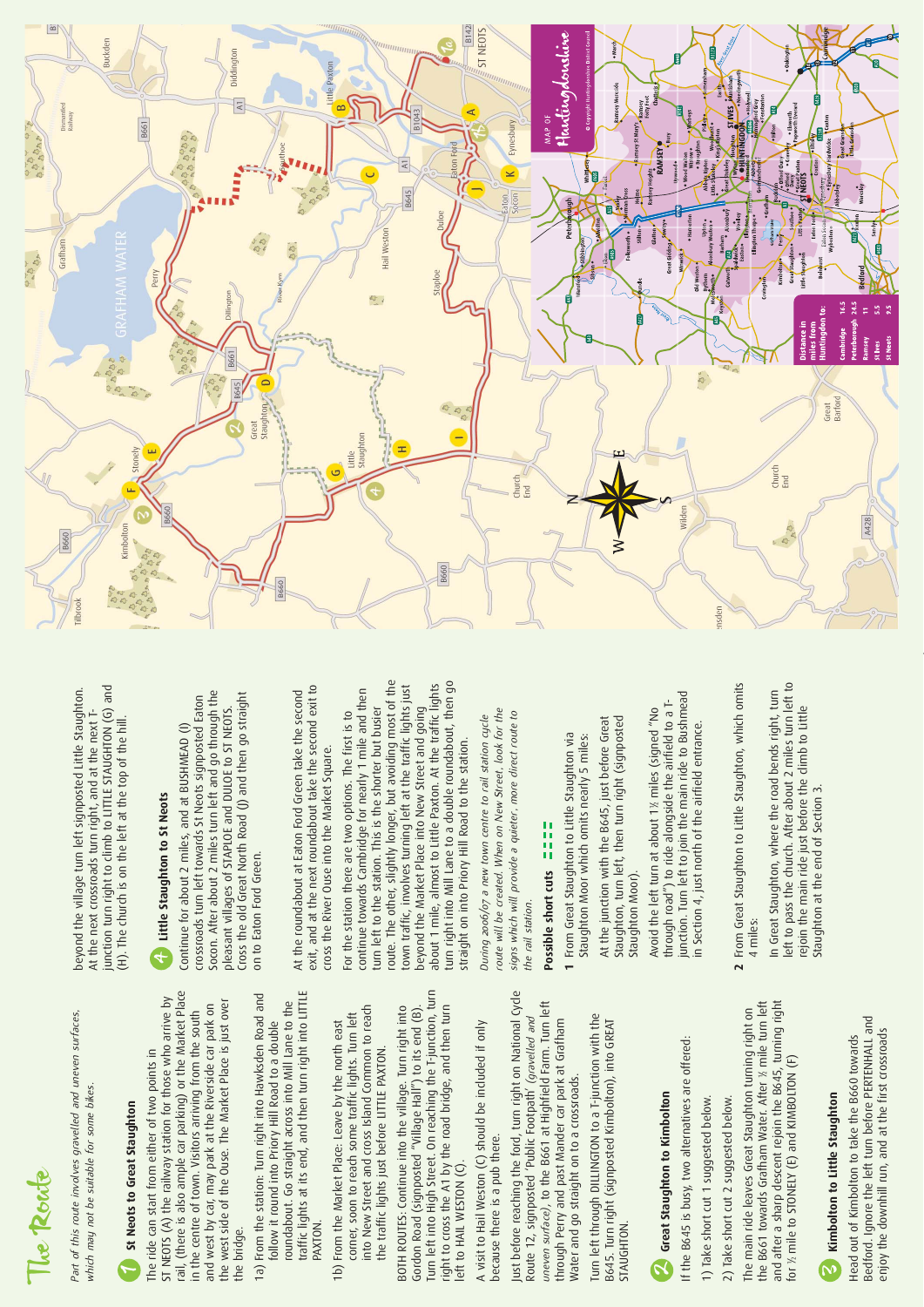# The Route

*Part of this route involves gravelled and uneven surfaces, which may not be suitable for some bikes.*

## 1 St Neots to Great Staughton

The ride can start from either of two points in ST NEOTS (A) the railway station for those who arrive by rail, (there is also ample car parking) or the Market Place in the centre of town. Visitors arriving from the south and west by car, may park at the Riverside car park on the west side of the Ouse. The Market Place is just over the bridge.

1a) From the station: Turn right into Hawksden Road and follow it round into Priory Hill Road to a double roundabout. Go straight across into Mill Lane to the traffic lights at its end, and then turn right into LITTLE PAXTON.

1b) From the Market Place: Leave by the north east corner, soon to reach some traffic lights. Turn left into New Street and cross Island Common to reach the traffic lights just before LITTLE PAXTON.

BOTH ROUTES: Continue into the village. Turn right into Gordon Road (signposted "Village Hall") to its end (B). Turn left into High Street. On reaching the T-junction, turn right to cross the A1 by the road bridge, and then turn left to HAIL WESTON (C).

A visit to Hail Weston (C) should be included if only because there is a pub there.

Just before reaching the ford, turn right on National Cycle Route 12, signposted 'Public Footpath' *(gravelled and uneven surface)*, to the B661 at Highfield Farm. Turn left through Perry and past Mander car park at Grafham Water and go straight on to a crossroads.

Turn left through DILLINGTON to a T-junction with the B645. Turn right (signposted Kimbolton), into GREAT STAUGHTON.

## 2 Great Staughton to Kimbolton

If the B645 is busy, two alternatives are offered:

1) Take short cut 1 suggested below.

2) Take short cut 2 suggested below.

The main ride leaves Great Staughton turning right on the B661 towards Grafham Water. After ½ mile turn left and after a sharp descent rejoin the B645, turning right for ½ mile to STONELY (E) and KIMBOLTON (F)

## 3 Kimbolton to Little Staughton

Head out of Kimbolton to take the B660 towards Bedford. Ignore the left turn before PERTENHALL and enjoy the downhill run, and at the first crossroads beyond the village turn left signposted Little Staughton. At the next crossroads turn right, and at the next T-junction turn right to climb to LITTLE STAUGHTON (G) and (H). The church is on the left at the top of the hill.

## 4 Little Staughton to St Neots

Continue for about 2 miles, and at BUSHMEAD (I) crossroads turn left towards St Neots signposted Eaton Socon. After about 2 miles turn left and go through the pleasant villages of STAPLOE and DULOE to ST NEOTS. Cross the old Great North Road (J) and then go straight on to Eaton Ford Green.

At the roundabout at Eaton Ford Green take the second exit, and at the next roundabout take the second exit to cross the River Ouse into the Market Square.

For the station there are two options. The first is to continue towards Cambridge for nearly 1 mile and then turn left to the station. This is the shorter but busier route. The other, slightly longer, but avoiding most of the town traffic, involves turning left at the traffic lights just beyond the Market Place into New Street and going about 1 mile, almost to Little Paxton. At the traffic lights turn right into Mill Lane to a double roundabout, then go straight on into Priory Hill Road to the station.

*During 2006/07 a new town centre to rail station cycle route will be created. When on New Street, look for the signs which will provide a quieter, more direct route to the rail station.*

### Possible short cuts

**1** From Great Staughton to Little Staughton via Staughton Moor which omits nearly 5 miles:

At the junction with the B645, just before Great Staughton, turn left, then turn right (signposted Staughton Moor).

Avoid the left turn at about 1½ miles (signed "No through road") to ride alongside the airfield to a T-junction. Turn left to join the main ride to Bushmead in Section 4, just north of the airfield entrance.

**2** From Great Staughton to Little Staughton, which omits 4 miles:

In Great Staughton, where the road bends right, turn left to pass the church. After about 2 miles turn left to rejoin the main ride just before the climb to Little Staughton at the end of Section 3.

MAP OF Huntingdonshire

Distance in miles from Huntingdon to:

| | |
|---|---|
| Cambridge | 16.5 |
| Peterborough | 24.5 |
| Ramsey | 11 |
| St Ives | 5.5 |
| St Neots | 9.5 |